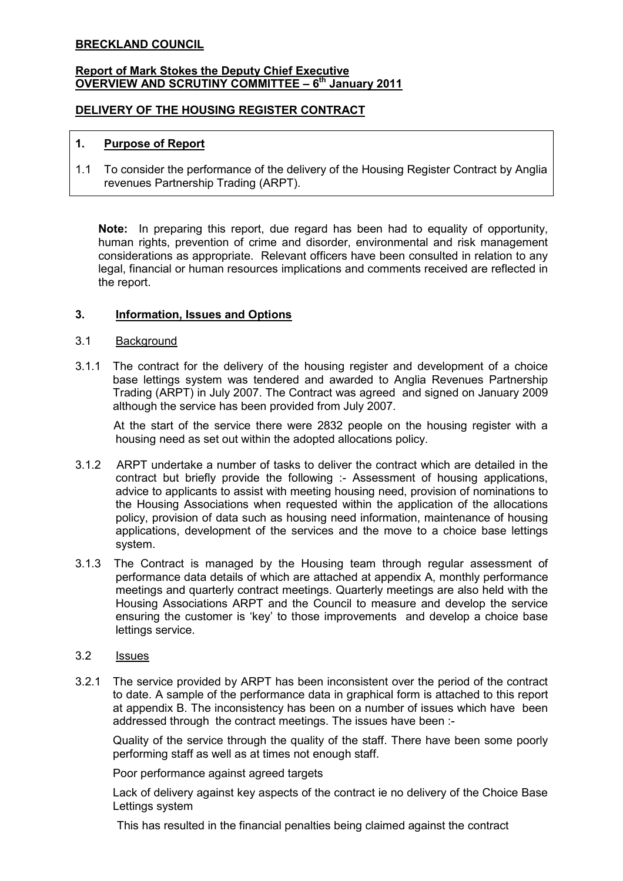**BRECKLAND COUNCIL**

**Report of Mark Stokes the Deputy Chief Executive**
**OVERVIEW AND SCRUTINY COMMITTEE – 6th January 2011**

**DELIVERY OF THE HOUSING REGISTER CONTRACT**

## 1. Purpose of Report

1.1 To consider the performance of the delivery of the Housing Register Contract by Anglia revenues Partnership Trading (ARPT).

**Note:** In preparing this report, due regard has been had to equality of opportunity, human rights, prevention of crime and disorder, environmental and risk management considerations as appropriate. Relevant officers have been consulted in relation to any legal, financial or human resources implications and comments received are reflected in the report.

## 3. Information, Issues and Options

### 3.1 Background

3.1.1 The contract for the delivery of the housing register and development of a choice base lettings system was tendered and awarded to Anglia Revenues Partnership Trading (ARPT) in July 2007. The Contract was agreed and signed on January 2009 although the service has been provided from July 2007.

At the start of the service there were 2832 people on the housing register with a housing need as set out within the adopted allocations policy.

3.1.2 ARPT undertake a number of tasks to deliver the contract which are detailed in the contract but briefly provide the following :- Assessment of housing applications, advice to applicants to assist with meeting housing need, provision of nominations to the Housing Associations when requested within the application of the allocations policy, provision of data such as housing need information, maintenance of housing applications, development of the services and the move to a choice base lettings system.

3.1.3 The Contract is managed by the Housing team through regular assessment of performance data details of which are attached at appendix A, monthly performance meetings and quarterly contract meetings. Quarterly meetings are also held with the Housing Associations ARPT and the Council to measure and develop the service ensuring the customer is 'key' to those improvements and develop a choice base lettings service.

### 3.2 Issues

3.2.1 The service provided by ARPT has been inconsistent over the period of the contract to date. A sample of the performance data in graphical form is attached to this report at appendix B. The inconsistency has been on a number of issues which have been addressed through the contract meetings. The issues have been :-

Quality of the service through the quality of the staff. There have been some poorly performing staff as well as at times not enough staff.

Poor performance against agreed targets

Lack of delivery against key aspects of the contract ie no delivery of the Choice Base Lettings system

This has resulted in the financial penalties being claimed against the contract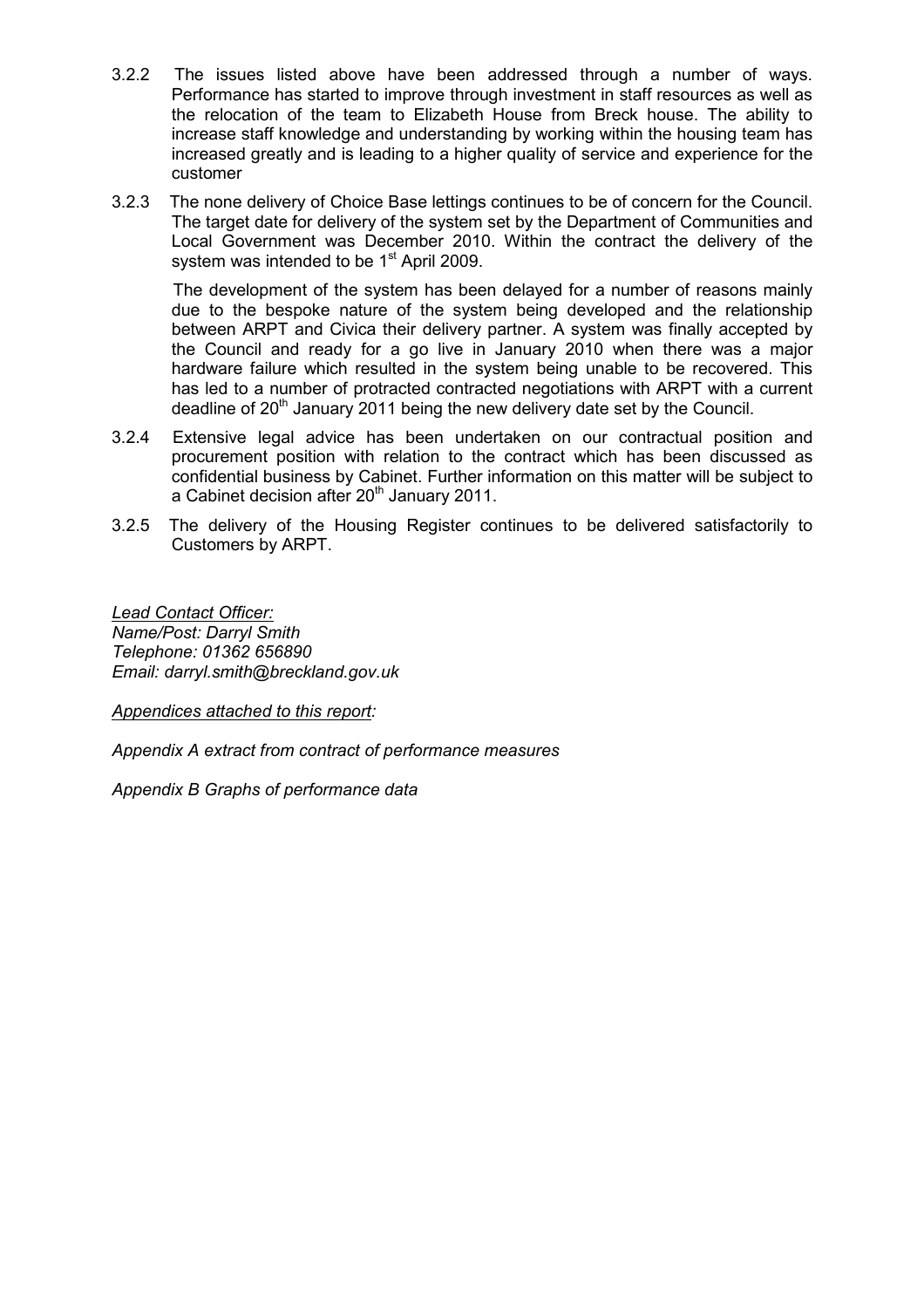3.2.2 The issues listed above have been addressed through a number of ways. Performance has started to improve through investment in staff resources as well as the relocation of the team to Elizabeth House from Breck house. The ability to increase staff knowledge and understanding by working within the housing team has increased greatly and is leading to a higher quality of service and experience for the customer

3.2.3 The none delivery of Choice Base lettings continues to be of concern for the Council. The target date for delivery of the system set by the Department of Communities and Local Government was December 2010. Within the contract the delivery of the system was intended to be 1st April 2009.

The development of the system has been delayed for a number of reasons mainly due to the bespoke nature of the system being developed and the relationship between ARPT and Civica their delivery partner. A system was finally accepted by the Council and ready for a go live in January 2010 when there was a major hardware failure which resulted in the system being unable to be recovered. This has led to a number of protracted contracted negotiations with ARPT with a current deadline of 20th January 2011 being the new delivery date set by the Council.

3.2.4 Extensive legal advice has been undertaken on our contractual position and procurement position with relation to the contract which has been discussed as confidential business by Cabinet. Further information on this matter will be subject to a Cabinet decision after 20th January 2011.

3.2.5 The delivery of the Housing Register continues to be delivered satisfactorily to Customers by ARPT.

*Lead Contact Officer:*
*Name/Post: Darryl Smith*
*Telephone: 01362 656890*
*Email: darryl.smith@breckland.gov.uk*

*Appendices attached to this report:*

*Appendix A extract from contract of performance measures*

*Appendix B Graphs of performance data*